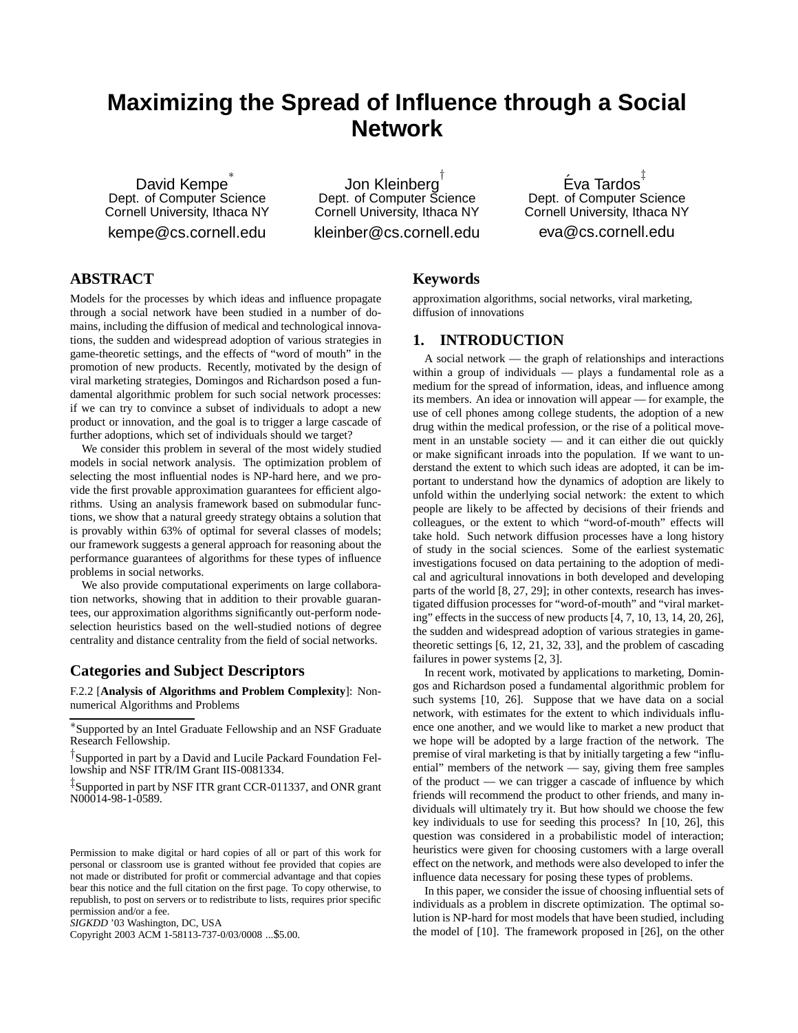# Maximizing the Spread of Influence through a Social Network

David Kempe [*]
Dept. of Computer Science
Cornell University, Ithaca NY
kempe@cs.cornell.edu

Jon Kleinberg [†]
Dept. of Computer Science
Cornell University, Ithaca NY
kleinber@cs.cornell.edu

Éva Tardos [‡]
Dept. of Computer Science
Cornell University, Ithaca NY
eva@cs.cornell.edu

## ABSTRACT

Models for the processes by which ideas and influence propagate through a social network have been studied in a number of domains, including the diffusion of medical and technological innovations, the sudden and widespread adoption of various strategies in game-theoretic settings, and the effects of "word of mouth" in the promotion of new products. Recently, motivated by the design of viral marketing strategies, Domingos and Richardson posed a fundamental algorithmic problem for such social network processes: if we can try to convince a subset of individuals to adopt a new product or innovation, and the goal is to trigger a large cascade of further adoptions, which set of individuals should we target?

We consider this problem in several of the most widely studied models in social network analysis. The optimization problem of selecting the most influential nodes is NP-hard here, and we provide the first provable approximation guarantees for efficient algorithms. Using an analysis framework based on submodular functions, we show that a natural greedy strategy obtains a solution that is provably within 63% of optimal for several classes of models; our framework suggests a general approach for reasoning about the performance guarantees of algorithms for these types of influence problems in social networks.

We also provide computational experiments on large collaboration networks, showing that in addition to their provable guarantees, our approximation algorithms significantly out-perform node-selection heuristics based on the well-studied notions of degree centrality and distance centrality from the field of social networks.

## Categories and Subject Descriptors

F.2.2 [**Analysis of Algorithms and Problem Complexity**]: Non-numerical Algorithms and Problems

[*] Supported by an Intel Graduate Fellowship and an NSF Graduate Research Fellowship.

[†] Supported in part by a David and Lucile Packard Foundation Fellowship and NSF ITR/IM Grant IIS-0081334.

[‡] Supported in part by NSF ITR grant CCR-011337, and ONR grant N00014-98-1-0589.

Permission to make digital or hard copies of all or part of this work for personal or classroom use is granted without fee provided that copies are not made or distributed for profit or commercial advantage and that copies bear this notice and the full citation on the first page. To copy otherwise, to republish, to post on servers or to redistribute to lists, requires prior specific permission and/or a fee.
*SIGKDD* '03 Washington, DC, USA
Copyright 2003 ACM 1-58113-737-0/03/0008 ...$5.00.

## Keywords

approximation algorithms, social networks, viral marketing, diffusion of innovations

## 1. INTRODUCTION

A social network — the graph of relationships and interactions within a group of individuals — plays a fundamental role as a medium for the spread of information, ideas, and influence among its members. An idea or innovation will appear — for example, the use of cell phones among college students, the adoption of a new drug within the medical profession, or the rise of a political movement in an unstable society — and it can either die out quickly or make significant inroads into the population. If we want to understand the extent to which such ideas are adopted, it can be important to understand how the dynamics of adoption are likely to unfold within the underlying social network: the extent to which people are likely to be affected by decisions of their friends and colleagues, or the extent to which "word-of-mouth" effects will take hold. Such network diffusion processes have a long history of study in the social sciences. Some of the earliest systematic investigations focused on data pertaining to the adoption of medical and agricultural innovations in both developed and developing parts of the world [8, 27, 29]; in other contexts, research has investigated diffusion processes for "word-of-mouth" and "viral marketing" effects in the success of new products [4, 7, 10, 13, 14, 20, 26], the sudden and widespread adoption of various strategies in game-theoretic settings [6, 12, 21, 32, 33], and the problem of cascading failures in power systems [2, 3].

In recent work, motivated by applications to marketing, Domingos and Richardson posed a fundamental algorithmic problem for such systems [10, 26]. Suppose that we have data on a social network, with estimates for the extent to which individuals influence one another, and we would like to market a new product that we hope will be adopted by a large fraction of the network. The premise of viral marketing is that by initially targeting a few "influential" members of the network — say, giving them free samples of the product — we can trigger a cascade of influence by which friends will recommend the product to other friends, and many individuals will ultimately try it. But how should we choose the few key individuals to use for seeding this process? In [10, 26], this question was considered in a probabilistic model of interaction; heuristics were given for choosing customers with a large overall effect on the network, and methods were also developed to infer the influence data necessary for posing these types of problems.

In this paper, we consider the issue of choosing influential sets of individuals as a problem in discrete optimization. The optimal solution is NP-hard for most models that have been studied, including the model of [10]. The framework proposed in [26], on the other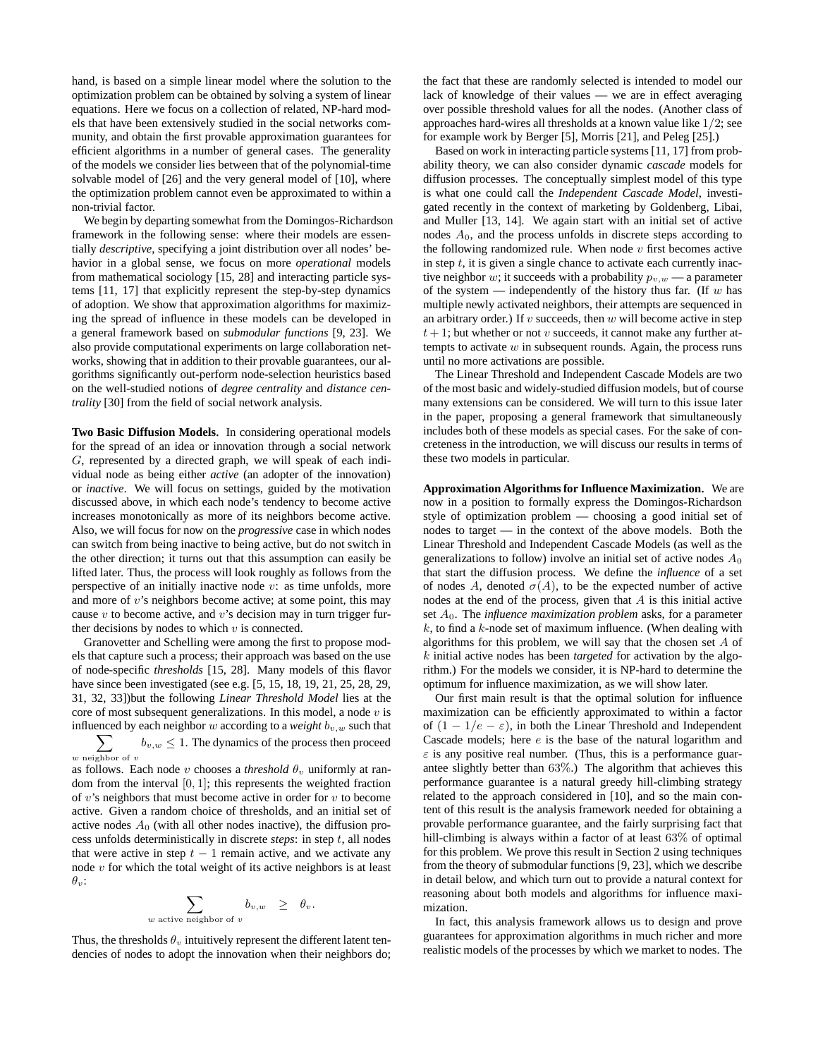hand, is based on a simple linear model where the solution to the optimization problem can be obtained by solving a system of linear equations. Here we focus on a collection of related, NP-hard models that have been extensively studied in the social networks community, and obtain the first provable approximation guarantees for efficient algorithms in a number of general cases. The generality of the models we consider lies between that of the polynomial-time solvable model of [26] and the very general model of [10], where the optimization problem cannot even be approximated to within a non-trivial factor.

We begin by departing somewhat from the Domingos-Richardson framework in the following sense: where their models are essentially *descriptive*, specifying a joint distribution over all nodes' behavior in a global sense, we focus on more *operational* models from mathematical sociology [15, 28] and interacting particle systems [11, 17] that explicitly represent the step-by-step dynamics of adoption. We show that approximation algorithms for maximizing the spread of influence in these models can be developed in a general framework based on *submodular functions* [9, 23]. We also provide computational experiments on large collaboration networks, showing that in addition to their provable guarantees, our algorithms significantly out-perform node-selection heuristics based on the well-studied notions of *degree centrality* and *distance centrality* [30] from the field of social network analysis.

**Two Basic Diffusion Models.** In considering operational models for the spread of an idea or innovation through a social network $G$, represented by a directed graph, we will speak of each individual node as being either *active* (an adopter of the innovation) or *inactive*. We will focus on settings, guided by the motivation discussed above, in which each node's tendency to become active increases monotonically as more of its neighbors become active. Also, we will focus for now on the *progressive* case in which nodes can switch from being inactive to being active, but do not switch in the other direction; it turns out that this assumption can easily be lifted later. Thus, the process will look roughly as follows from the perspective of an initially inactive node $v$: as time unfolds, more and more of $v$'s neighbors become active; at some point, this may cause $v$ to become active, and $v$'s decision may in turn trigger further decisions by nodes to which $v$ is connected.

Granovetter and Schelling were among the first to propose models that capture such a process; their approach was based on the use of node-specific *thresholds* [15, 28]. Many models of this flavor have since been investigated (see e.g. [5, 15, 18, 19, 21, 25, 28, 29, 31, 32, 33])but the following *Linear Threshold Model* lies at the core of most subsequent generalizations. In this model, a node $v$ is influenced by each neighbor $w$ according to a *weight* $b_{v,w}$ such that $\sum_{w \text{ neighbor of } v} b_{v,w} \leq 1$. The dynamics of the process then proceed as follows. Each node $v$ chooses a *threshold* $\theta_v$ uniformly at random from the interval $[0, 1]$; this represents the weighted fraction of $v$'s neighbors that must become active in order for $v$ to become active. Given a random choice of thresholds, and an initial set of active nodes $A_0$ (with all other nodes inactive), the diffusion process unfolds deterministically in discrete *steps*: in step $t$, all nodes that were active in step $t - 1$ remain active, and we activate any node $v$ for which the total weight of its active neighbors is at least $\theta_v$:

$$\sum_{w \text{ active neighbor of } v} b_{v,w} \quad \geq \quad \theta_v.$$

Thus, the thresholds $\theta_v$ intuitively represent the different latent tendencies of nodes to adopt the innovation when their neighbors do; the fact that these are randomly selected is intended to model our lack of knowledge of their values — we are in effect averaging over possible threshold values for all the nodes. (Another class of approaches hard-wires all thresholds at a known value like $1/2$; see for example work by Berger [5], Morris [21], and Peleg [25].)

Based on work in interacting particle systems [11, 17] from probability theory, we can also consider dynamic *cascade* models for diffusion processes. The conceptually simplest model of this type is what one could call the *Independent Cascade Model*, investigated recently in the context of marketing by Goldenberg, Libai, and Muller [13, 14]. We again start with an initial set of active nodes $A_0$, and the process unfolds in discrete steps according to the following randomized rule. When node $v$ first becomes active in step $t$, it is given a single chance to activate each currently inactive neighbor $w$; it succeeds with a probability $p_{v,w}$ — a parameter of the system — independently of the history thus far. (If $w$ has multiple newly activated neighbors, their attempts are sequenced in an arbitrary order.) If $v$ succeeds, then $w$ will become active in step $t + 1$; but whether or not $v$ succeeds, it cannot make any further attempts to activate $w$ in subsequent rounds. Again, the process runs until no more activations are possible.

The Linear Threshold and Independent Cascade Models are two of the most basic and widely-studied diffusion models, but of course many extensions can be considered. We will turn to this issue later in the paper, proposing a general framework that simultaneously includes both of these models as special cases. For the sake of concreteness in the introduction, we will discuss our results in terms of these two models in particular.

**Approximation Algorithms for Influence Maximization.** We are now in a position to formally express the Domingos-Richardson style of optimization problem — choosing a good initial set of nodes to target — in the context of the above models. Both the Linear Threshold and Independent Cascade Models (as well as the generalizations to follow) involve an initial set of active nodes $A_0$ that start the diffusion process. We define the *influence* of a set of nodes $A$, denoted $\sigma(A)$, to be the expected number of active nodes at the end of the process, given that $A$ is this initial active set $A_0$. The *influence maximization problem* asks, for a parameter $k$, to find a $k$-node set of maximum influence. (When dealing with algorithms for this problem, we will say that the chosen set $A$ of $k$ initial active nodes has been *targeted* for activation by the algorithm.) For the models we consider, it is NP-hard to determine the optimum for influence maximization, as we will show later.

Our first main result is that the optimal solution for influence maximization can be efficiently approximated to within a factor of $(1 - 1/e - \varepsilon)$, in both the Linear Threshold and Independent Cascade models; here $e$ is the base of the natural logarithm and $\varepsilon$ is any positive real number. (Thus, this is a performance guarantee slightly better than $63\%$.) The algorithm that achieves this performance guarantee is a natural greedy hill-climbing strategy related to the approach considered in [10], and so the main content of this result is the analysis framework needed for obtaining a provable performance guarantee, and the fairly surprising fact that hill-climbing is always within a factor of at least $63\%$ of optimal for this problem. We prove this result in Section 2 using techniques from the theory of submodular functions [9, 23], which we describe in detail below, and which turn out to provide a natural context for reasoning about both models and algorithms for influence maximization.

In fact, this analysis framework allows us to design and prove guarantees for approximation algorithms in much richer and more realistic models of the processes by which we market to nodes. The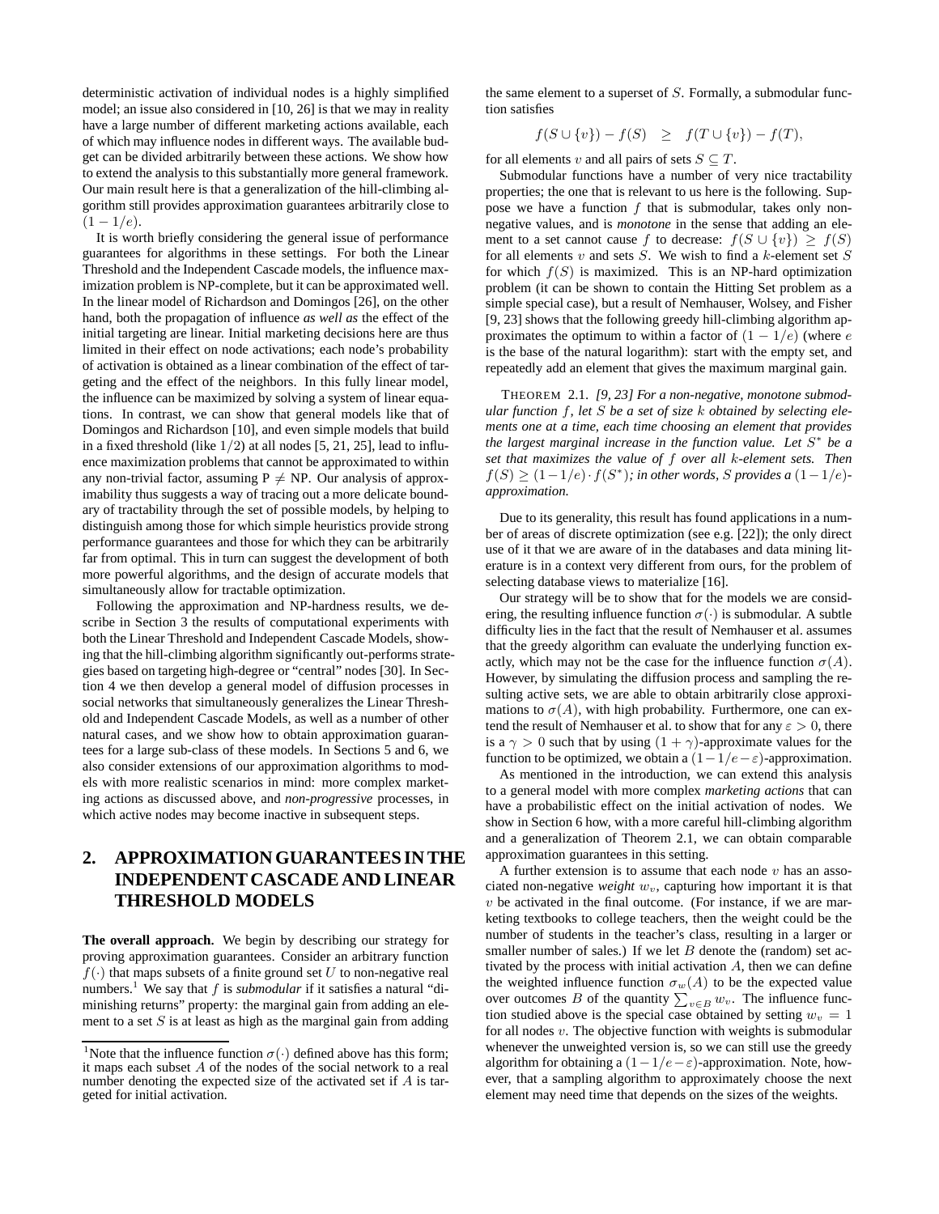deterministic activation of individual nodes is a highly simplified model; an issue also considered in [10, 26] is that we may in reality have a large number of different marketing actions available, each of which may influence nodes in different ways. The available budget can be divided arbitrarily between these actions. We show how to extend the analysis to this substantially more general framework. Our main result here is that a generalization of the hill-climbing algorithm still provides approximation guarantees arbitrarily close to $(1 - 1/e)$.

It is worth briefly considering the general issue of performance guarantees for algorithms in these settings. For both the Linear Threshold and the Independent Cascade models, the influence maximization problem is NP-complete, but it can be approximated well. In the linear model of Richardson and Domingos [26], on the other hand, both the propagation of influence *as well as* the effect of the initial targeting are linear. Initial marketing decisions here are thus limited in their effect on node activations; each node's probability of activation is obtained as a linear combination of the effect of targeting and the effect of the neighbors. In this fully linear model, the influence can be maximized by solving a system of linear equations. In contrast, we can show that general models like that of Domingos and Richardson [10], and even simple models that build in a fixed threshold (like $1/2$) at all nodes [5, 21, 25], lead to influence maximization problems that cannot be approximated to within any non-trivial factor, assuming $P \neq NP$. Our analysis of approximability thus suggests a way of tracing out a more delicate boundary of tractability through the set of possible models, by helping to distinguish among those for which simple heuristics provide strong performance guarantees and those for which they can be arbitrarily far from optimal. This in turn can suggest the development of both more powerful algorithms, and the design of accurate models that simultaneously allow for tractable optimization.

Following the approximation and NP-hardness results, we describe in Section 3 the results of computational experiments with both the Linear Threshold and Independent Cascade Models, showing that the hill-climbing algorithm significantly out-performs strategies based on targeting high-degree or "central" nodes [30]. In Section 4 we then develop a general model of diffusion processes in social networks that simultaneously generalizes the Linear Threshold and Independent Cascade Models, as well as a number of other natural cases, and we show how to obtain approximation guarantees for a large sub-class of these models. In Sections 5 and 6, we also consider extensions of our approximation algorithms to models with more realistic scenarios in mind: more complex marketing actions as discussed above, and *non-progressive* processes, in which active nodes may become inactive in subsequent steps.

## 2. APPROXIMATION GUARANTEES IN THE INDEPENDENT CASCADE AND LINEAR THRESHOLD MODELS

**The overall approach.** We begin by describing our strategy for proving approximation guarantees. Consider an arbitrary function $f(\cdot)$ that maps subsets of a finite ground set $U$ to non-negative real numbers.[1] We say that $f$ is *submodular* if it satisfies a natural "diminishing returns" property: the marginal gain from adding an element to a set $S$ is at least as high as the marginal gain from adding the same element to a superset of $S$. Formally, a submodular function satisfies

$$f(S \cup \{v\}) - f(S) \quad \geq \quad f(T \cup \{v\}) - f(T),$$

for all elements $v$ and all pairs of sets $S \subseteq T$.

Submodular functions have a number of very nice tractability properties; the one that is relevant to us here is the following. Suppose we have a function $f$ that is submodular, takes only non-negative values, and is *monotone* in the sense that adding an element to a set cannot cause $f$ to decrease: $f(S \cup \{v\}) \geq f(S)$ for all elements $v$ and sets $S$. We wish to find a $k$-element set $S$ for which $f(S)$ is maximized. This is an NP-hard optimization problem (it can be shown to contain the Hitting Set problem as a simple special case), but a result of Nemhauser, Wolsey, and Fisher [9, 23] shows that the following greedy hill-climbing algorithm approximates the optimum to within a factor of $(1 - 1/e)$ (where $e$ is the base of the natural logarithm): start with the empty set, and repeatedly add an element that gives the maximum marginal gain.

THEOREM 2.1. *[9, 23] For a non-negative, monotone submodular function $f$, let $S$ be a set of size $k$ obtained by selecting elements one at a time, each time choosing an element that provides the largest marginal increase in the function value. Let $S^*$ be a set that maximizes the value of $f$ over all $k$-element sets. Then $f(S) \geq (1 - 1/e) \cdot f(S^*)$; in other words, $S$ provides a $(1 - 1/e)$-approximation.*

Due to its generality, this result has found applications in a number of areas of discrete optimization (see e.g. [22]); the only direct use of it that we are aware of in the databases and data mining literature is in a context very different from ours, for the problem of selecting database views to materialize [16].

Our strategy will be to show that for the models we are considering, the resulting influence function $\sigma(\cdot)$ is submodular. A subtle difficulty lies in the fact that the result of Nemhauser et al. assumes that the greedy algorithm can evaluate the underlying function exactly, which may not be the case for the influence function $\sigma(A)$. However, by simulating the diffusion process and sampling the resulting active sets, we are able to obtain arbitrarily close approximations to $\sigma(A)$, with high probability. Furthermore, one can extend the result of Nemhauser et al. to show that for any $\varepsilon > 0$, there is a $\gamma > 0$ such that by using $(1 + \gamma)$-approximate values for the function to be optimized, we obtain a $(1 - 1/e - \varepsilon)$-approximation.

As mentioned in the introduction, we can extend this analysis to a general model with more complex *marketing actions* that can have a probabilistic effect on the initial activation of nodes. We show in Section 6 how, with a more careful hill-climbing algorithm and a generalization of Theorem 2.1, we can obtain comparable approximation guarantees in this setting.

A further extension is to assume that each node $v$ has an associated non-negative *weight* $w_v$, capturing how important it is that $v$ be activated in the final outcome. (For instance, if we are marketing textbooks to college teachers, then the weight could be the number of students in the teacher's class, resulting in a larger or smaller number of sales.) If we let $B$ denote the (random) set activated by the process with initial activation $A$, then we can define the weighted influence function $\sigma_w(A)$ to be the expected value over outcomes $B$ of the quantity $\sum_{v \in B} w_v$. The influence function studied above is the special case obtained by setting $w_v = 1$ for all nodes $v$. The objective function with weights is submodular whenever the unweighted version is, so we can still use the greedy algorithm for obtaining a $(1 - 1/e - \varepsilon)$-approximation. Note, however, that a sampling algorithm to approximately choose the next element may need time that depends on the sizes of the weights.

[1] Note that the influence function $\sigma(\cdot)$ defined above has this form; it maps each subset $A$ of the nodes of the social network to a real number denoting the expected size of the activated set if $A$ is targeted for initial activation.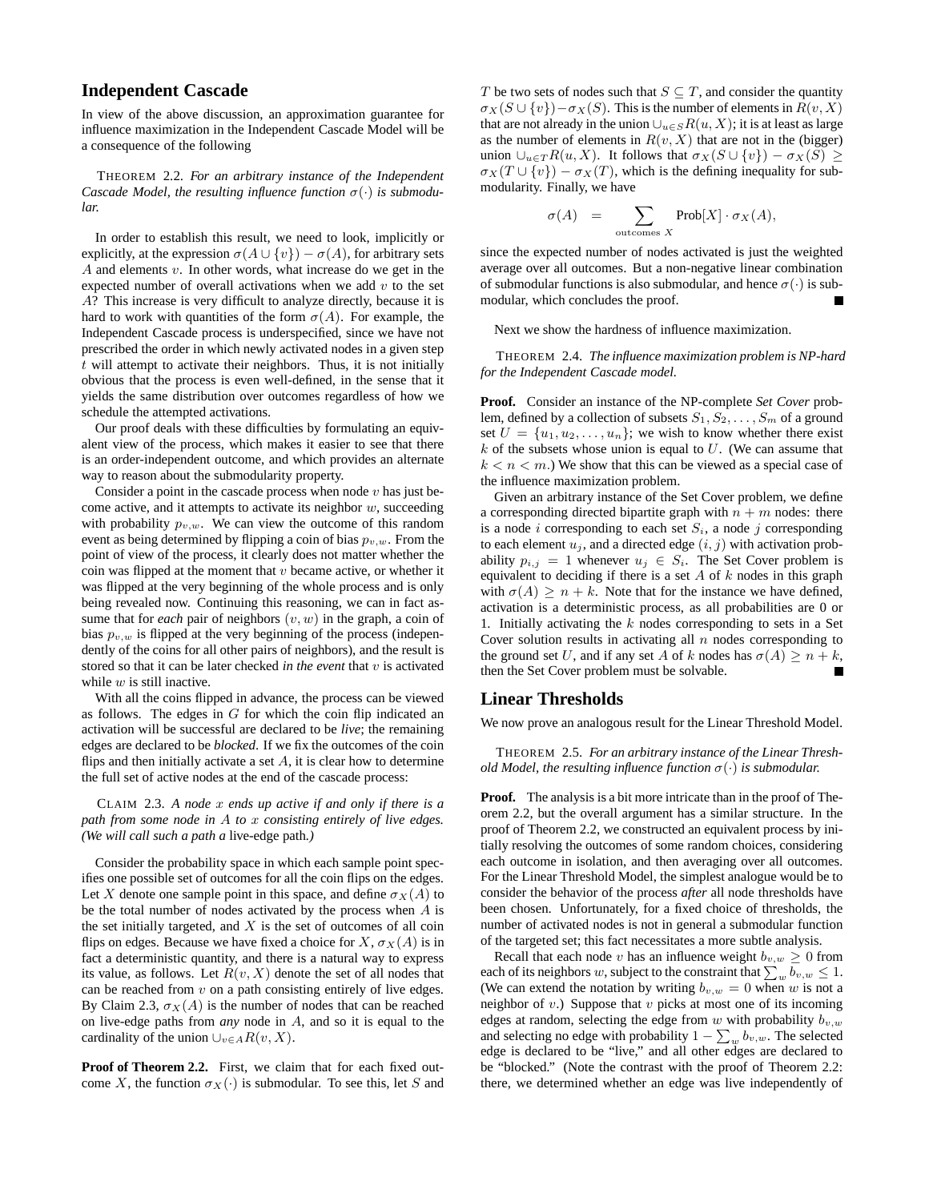## Independent Cascade

In view of the above discussion, an approximation guarantee for influence maximization in the Independent Cascade Model will be a consequence of the following

THEOREM 2.2. *For an arbitrary instance of the Independent Cascade Model, the resulting influence function $\sigma(\cdot)$ is submodular.*

In order to establish this result, we need to look, implicitly or explicitly, at the expression $\sigma(A \cup \{v\}) - \sigma(A)$, for arbitrary sets $A$ and elements $v$. In other words, what increase do we get in the expected number of overall activations when we add $v$ to the set $A$? This increase is very difficult to analyze directly, because it is hard to work with quantities of the form $\sigma(A)$. For example, the Independent Cascade process is underspecified, since we have not prescribed the order in which newly activated nodes in a given step $t$ will attempt to activate their neighbors. Thus, it is not initially obvious that the process is even well-defined, in the sense that it yields the same distribution over outcomes regardless of how we schedule the attempted activations.

Our proof deals with these difficulties by formulating an equivalent view of the process, which makes it easier to see that there is an order-independent outcome, and which provides an alternate way to reason about the submodularity property.

Consider a point in the cascade process when node $v$ has just become active, and it attempts to activate its neighbor $w$, succeeding with probability $p_{v,w}$. We can view the outcome of this random event as being determined by flipping a coin of bias $p_{v,w}$. From the point of view of the process, it clearly does not matter whether the coin was flipped at the moment that $v$ became active, or whether it was flipped at the very beginning of the whole process and is only being revealed now. Continuing this reasoning, we can in fact assume that for *each* pair of neighbors $(v, w)$ in the graph, a coin of bias $p_{v,w}$ is flipped at the very beginning of the process (independently of the coins for all other pairs of neighbors), and the result is stored so that it can be later checked *in the event* that $v$ is activated while $w$ is still inactive.

With all the coins flipped in advance, the process can be viewed as follows. The edges in $G$ for which the coin flip indicated an activation will be successful are declared to be *live*; the remaining edges are declared to be *blocked*. If we fix the outcomes of the coin flips and then initially activate a set $A$, it is clear how to determine the full set of active nodes at the end of the cascade process:

CLAIM 2.3. *A node $x$ ends up active if and only if there is a path from some node in $A$ to $x$ consisting entirely of live edges. (We will call such a path a* live-edge path*.)*

Consider the probability space in which each sample point specifies one possible set of outcomes for all the coin flips on the edges. Let $X$ denote one sample point in this space, and define $\sigma_X(A)$ to be the total number of nodes activated by the process when $A$ is the set initially targeted, and $X$ is the set of outcomes of all coin flips on edges. Because we have fixed a choice for $X$, $\sigma_X(A)$ is in fact a deterministic quantity, and there is a natural way to express its value, as follows. Let $R(v, X)$ denote the set of all nodes that can be reached from $v$ on a path consisting entirely of live edges. By Claim 2.3, $\sigma_X(A)$ is the number of nodes that can be reached on live-edge paths from *any* node in $A$, and so it is equal to the cardinality of the union $\cup_{v \in A} R(v, X)$.

**Proof of Theorem 2.2.** First, we claim that for each fixed outcome $X$, the function $\sigma_X(\cdot)$ is submodular. To see this, let $S$ and $T$ be two sets of nodes such that $S \subseteq T$, and consider the quantity $\sigma_X(S \cup \{v\}) - \sigma_X(S)$. This is the number of elements in $R(v, X)$ that are not already in the union $\cup_{u \in S} R(u, X)$; it is at least as large as the number of elements in $R(v, X)$ that are not in the (bigger) union $\cup_{u \in T} R(u, X)$. It follows that $\sigma_X(S \cup \{v\}) - \sigma_X(S) \geq \sigma_X(T \cup \{v\}) - \sigma_X(T)$, which is the defining inequality for submodularity. Finally, we have

$$\sigma(A) \quad = \sum_{\text{outcomes } X} \text{Prob}[X] \cdot \sigma_X(A),$$

since the expected number of nodes activated is just the weighted average over all outcomes. But a non-negative linear combination of submodular functions is also submodular, and hence $\sigma(\cdot)$ is submodular, which concludes the proof. ■

Next we show the hardness of influence maximization.

THEOREM 2.4. *The influence maximization problem is NP-hard for the Independent Cascade model.*

**Proof.** Consider an instance of the NP-complete *Set Cover* problem, defined by a collection of subsets $S_1, S_2, \ldots, S_m$ of a ground set $U = \{u_1, u_2, \ldots, u_n\}$; we wish to know whether there exist $k$ of the subsets whose union is equal to $U$. (We can assume that $k < n < m$.) We show that this can be viewed as a special case of the influence maximization problem.

Given an arbitrary instance of the Set Cover problem, we define a corresponding directed bipartite graph with $n + m$ nodes: there is a node $i$ corresponding to each set $S_i$, a node $j$ corresponding to each element $u_j$, and a directed edge $(i, j)$ with activation probability $p_{i,j} = 1$ whenever $u_j \in S_i$. The Set Cover problem is equivalent to deciding if there is a set $A$ of $k$ nodes in this graph with $\sigma(A) \geq n + k$. Note that for the instance we have defined, activation is a deterministic process, as all probabilities are 0 or 1. Initially activating the $k$ nodes corresponding to sets in a Set Cover solution results in activating all $n$ nodes corresponding to the ground set $U$, and if any set $A$ of $k$ nodes has $\sigma(A) \geq n + k$, then the Set Cover problem must be solvable. ■

## Linear Thresholds

We now prove an analogous result for the Linear Threshold Model.

THEOREM 2.5. *For an arbitrary instance of the Linear Threshold Model, the resulting influence function $\sigma(\cdot)$ is submodular.*

**Proof.** The analysis is a bit more intricate than in the proof of Theorem 2.2, but the overall argument has a similar structure. In the proof of Theorem 2.2, we constructed an equivalent process by initially resolving the outcomes of some random choices, considering each outcome in isolation, and then averaging over all outcomes. For the Linear Threshold Model, the simplest analogue would be to consider the behavior of the process *after* all node thresholds have been chosen. Unfortunately, for a fixed choice of thresholds, the number of activated nodes is not in general a submodular function of the targeted set; this fact necessitates a more subtle analysis.

Recall that each node $v$ has an influence weight $b_{v,w} \geq 0$ from each of its neighbors $w$, subject to the constraint that $\sum_w b_{v,w} \leq 1$. (We can extend the notation by writing $b_{v,w} = 0$ when $w$ is not a neighbor of $v$.) Suppose that $v$ picks at most one of its incoming edges at random, selecting the edge from $w$ with probability $b_{v,w}$ and selecting no edge with probability $1 - \sum_w b_{v,w}$. The selected edge is declared to be "live," and all other edges are declared to be "blocked." (Note the contrast with the proof of Theorem 2.2: there, we determined whether an edge was live independently of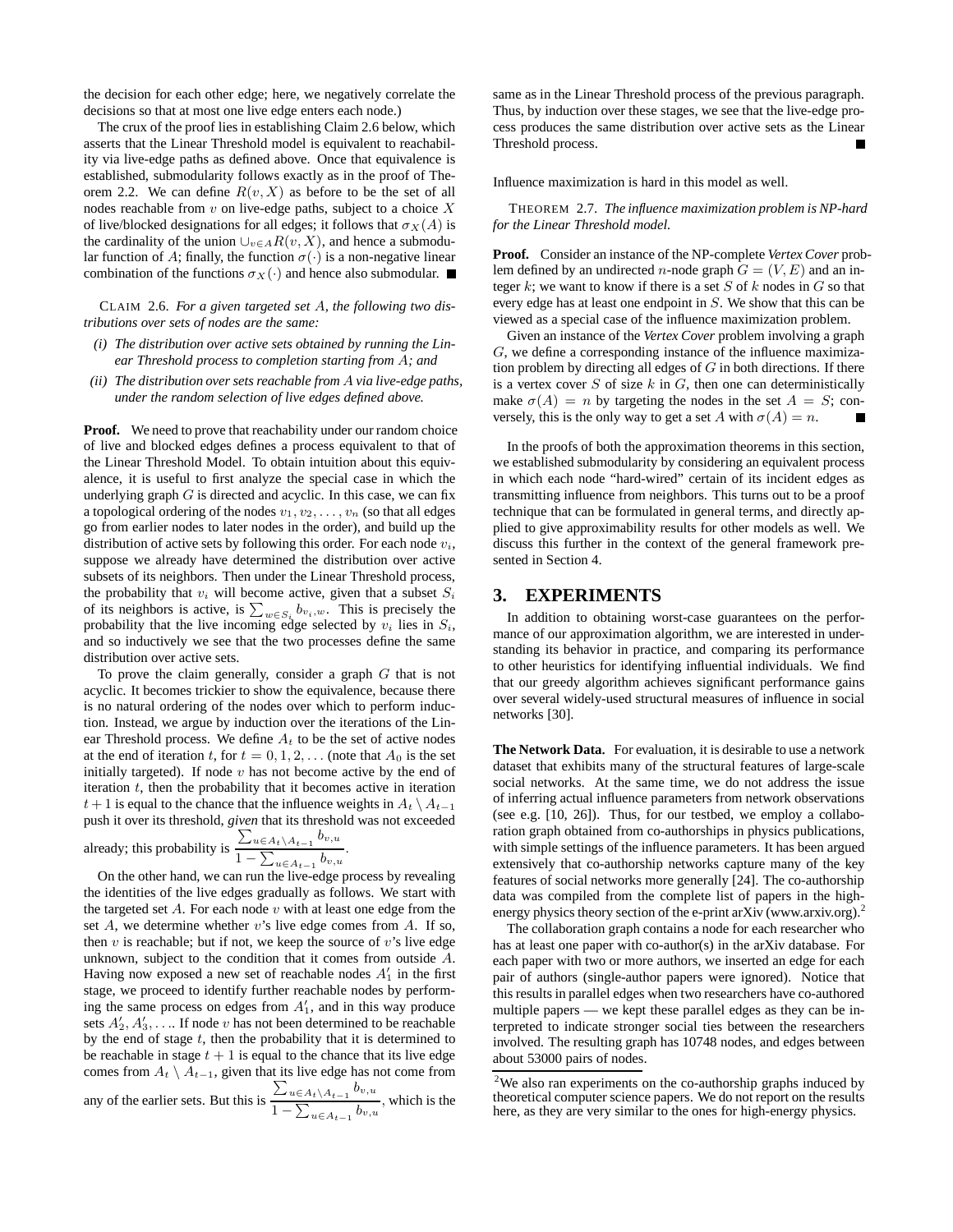the decision for each other edge; here, we negatively correlate the decisions so that at most one live edge enters each node.)

The crux of the proof lies in establishing Claim 2.6 below, which asserts that the Linear Threshold model is equivalent to reachability via live-edge paths as defined above. Once that equivalence is established, submodularity follows exactly as in the proof of Theorem 2.2. We can define $R(v, X)$ as before to be the set of all nodes reachable from $v$ on live-edge paths, subject to a choice $X$ of live/blocked designations for all edges; it follows that $\sigma_X(A)$ is the cardinality of the union $\cup_{v \in A} R(v, X)$, and hence a submodular function of $A$; finally, the function $\sigma(\cdot)$ is a non-negative linear combination of the functions $\sigma_X(\cdot)$ and hence also submodular. ∎

CLAIM 2.6. *For a given targeted set $A$, the following two distributions over sets of nodes are the same:*

*(i) The distribution over active sets obtained by running the Linear Threshold process to completion starting from $A$; and*

*(ii) The distribution over sets reachable from $A$ via live-edge paths, under the random selection of live edges defined above.*

**Proof.** We need to prove that reachability under our random choice of live and blocked edges defines a process equivalent to that of the Linear Threshold Model. To obtain intuition about this equivalence, it is useful to first analyze the special case in which the underlying graph $G$ is directed and acyclic. In this case, we can fix a topological ordering of the nodes $v_1, v_2, \ldots, v_n$ (so that all edges go from earlier nodes to later nodes in the order), and build up the distribution of active sets by following this order. For each node $v_i$, suppose we already have determined the distribution over active subsets of its neighbors. Then under the Linear Threshold process, the probability that $v_i$ will become active, given that a subset $S_i$ of its neighbors is active, is $\sum_{w \in S_i} b_{v_i,w}$. This is precisely the probability that the live incoming edge selected by $v_i$ lies in $S_i$, and so inductively we see that the two processes define the same distribution over active sets.

To prove the claim generally, consider a graph $G$ that is not acyclic. It becomes trickier to show the equivalence, because there is no natural ordering of the nodes over which to perform induction. Instead, we argue by induction over the iterations of the Linear Threshold process. We define $A_t$ to be the set of active nodes at the end of iteration $t$, for $t = 0, 1, 2, \ldots$ (note that $A_0$ is the set initially targeted). If node $v$ has not become active by the end of iteration $t$, then the probability that it becomes active in iteration $t+1$ is equal to the chance that the influence weights in $A_t \setminus A_{t-1}$ push it over its threshold, ***given*** that its threshold was not exceeded already; this probability is $\dfrac{\sum_{u \in A_t \setminus A_{t-1}} b_{v,u}}{1 - \sum_{u \in A_{t-1}} b_{v,u}}$.

On the other hand, we can run the live-edge process by revealing the identities of the live edges gradually as follows. We start with the targeted set $A$. For each node $v$ with at least one edge from the set $A$, we determine whether $v$'s live edge comes from $A$. If so, then $v$ is reachable; but if not, we keep the source of $v$'s live edge unknown, subject to the condition that it comes from outside $A$. Having now exposed a new set of reachable nodes $A'_1$ in the first stage, we proceed to identify further reachable nodes by performing the same process on edges from $A'_1$, and in this way produce sets $A'_2, A'_3, \ldots$. If node $v$ has not been determined to be reachable by the end of stage $t$, then the probability that it is determined to be reachable in stage $t+1$ is equal to the chance that its live edge comes from $A_t \setminus A_{t-1}$, given that its live edge has not come from any of the earlier sets. But this is $\dfrac{\sum_{u \in A_t \setminus A_{t-1}} b_{v,u}}{1 - \sum_{u \in A_{t-1}} b_{v,u}}$, which is the same as in the Linear Threshold process of the previous paragraph. Thus, by induction over these stages, we see that the live-edge process produces the same distribution over active sets as the Linear Threshold process. ∎

Influence maximization is hard in this model as well.

THEOREM 2.7. *The influence maximization problem is NP-hard for the Linear Threshold model.*

**Proof.** Consider an instance of the NP-complete *Vertex Cover* problem defined by an undirected $n$-node graph $G = (V, E)$ and an integer $k$; we want to know if there is a set $S$ of $k$ nodes in $G$ so that every edge has at least one endpoint in $S$. We show that this can be viewed as a special case of the influence maximization problem.

Given an instance of the *Vertex Cover* problem involving a graph $G$, we define a corresponding instance of the influence maximization problem by directing all edges of $G$ in both directions. If there is a vertex cover $S$ of size $k$ in $G$, then one can deterministically make $\sigma(A) = n$ by targeting the nodes in the set $A = S$; conversely, this is the only way to get a set $A$ with $\sigma(A) = n$. ∎

In the proofs of both the approximation theorems in this section, we established submodularity by considering an equivalent process in which each node "hard-wired" certain of its incident edges as transmitting influence from neighbors. This turns out to be a proof technique that can be formulated in general terms, and directly applied to give approximability results for other models as well. We discuss this further in the context of the general framework presented in Section 4.

## 3. EXPERIMENTS

In addition to obtaining worst-case guarantees on the performance of our approximation algorithm, we are interested in understanding its behavior in practice, and comparing its performance to other heuristics for identifying influential individuals. We find that our greedy algorithm achieves significant performance gains over several widely-used structural measures of influence in social networks [30].

**The Network Data.** For evaluation, it is desirable to use a network dataset that exhibits many of the structural features of large-scale social networks. At the same time, we do not address the issue of inferring actual influence parameters from network observations (see e.g. [10, 26]). Thus, for our testbed, we employ a collaboration graph obtained from co-authorships in physics publications, with simple settings of the influence parameters. It has been argued extensively that co-authorship networks capture many of the key features of social networks more generally [24]. The co-authorship data was compiled from the complete list of papers in the high-energy physics theory section of the e-print arXiv (www.arxiv.org).[2]

The collaboration graph contains a node for each researcher who has at least one paper with co-author(s) in the arXiv database. For each paper with two or more authors, we inserted an edge for each pair of authors (single-author papers were ignored). Notice that this results in parallel edges when two researchers have co-authored multiple papers — we kept these parallel edges as they can be interpreted to indicate stronger social ties between the researchers involved. The resulting graph has 10748 nodes, and edges between about 53000 pairs of nodes.

[2] We also ran experiments on the co-authorship graphs induced by theoretical computer science papers. We do not report on the results here, as they are very similar to the ones for high-energy physics.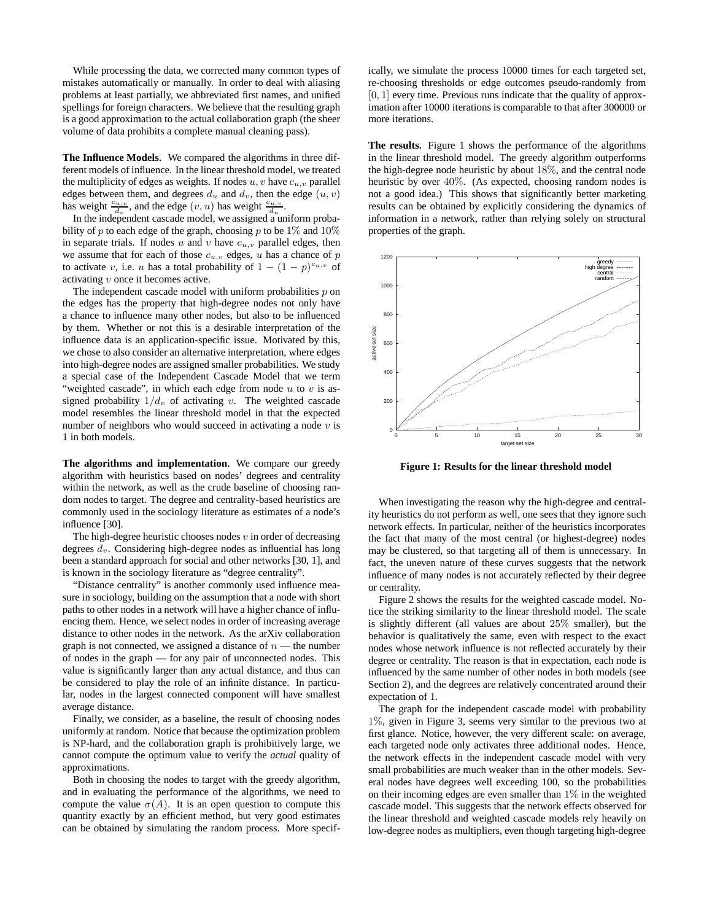While processing the data, we corrected many common types of mistakes automatically or manually. In order to deal with aliasing problems at least partially, we abbreviated first names, and unified spellings for foreign characters. We believe that the resulting graph is a good approximation to the actual collaboration graph (the sheer volume of data prohibits a complete manual cleaning pass).

**The Influence Models.** We compared the algorithms in three different models of influence. In the linear threshold model, we treated the multiplicity of edges as weights. If nodes $u, v$ have $c_{u,v}$ parallel edges between them, and degrees $d_u$ and $d_v$, then the edge $(u, v)$ has weight $\frac{c_{u,v}}{d_v}$, and the edge $(v, u)$ has weight $\frac{c_{u,v}}{d_u}$.

In the independent cascade model, we assigned a uniform probability of $p$ to each edge of the graph, choosing $p$ to be $1\%$ and $10\%$ in separate trials. If nodes $u$ and $v$ have $c_{u,v}$ parallel edges, then we assume that for each of those $c_{u,v}$ edges, $u$ has a chance of $p$ to activate $v$, i.e. $u$ has a total probability of $1 - (1 - p)^{c_{u,v}}$ of activating $v$ once it becomes active.

The independent cascade model with uniform probabilities $p$ on the edges has the property that high-degree nodes not only have a chance to influence many other nodes, but also to be influenced by them. Whether or not this is a desirable interpretation of the influence data is an application-specific issue. Motivated by this, we chose to also consider an alternative interpretation, where edges into high-degree nodes are assigned smaller probabilities. We study a special case of the Independent Cascade Model that we term "weighted cascade", in which each edge from node $u$ to $v$ is assigned probability $1/d_v$ of activating $v$. The weighted cascade model resembles the linear threshold model in that the expected number of neighbors who would succeed in activating a node $v$ is 1 in both models.

**The algorithms and implementation.** We compare our greedy algorithm with heuristics based on nodes' degrees and centrality within the network, as well as the crude baseline of choosing random nodes to target. The degree and centrality-based heuristics are commonly used in the sociology literature as estimates of a node's influence [30].

The high-degree heuristic chooses nodes $v$ in order of decreasing degrees $d_v$. Considering high-degree nodes as influential has long been a standard approach for social and other networks [30, 1], and is known in the sociology literature as "degree centrality".

"Distance centrality" is another commonly used influence measure in sociology, building on the assumption that a node with short paths to other nodes in a network will have a higher chance of influencing them. Hence, we select nodes in order of increasing average distance to other nodes in the network. As the arXiv collaboration graph is not connected, we assigned a distance of $n$ — the number of nodes in the graph — for any pair of unconnected nodes. This value is significantly larger than any actual distance, and thus can be considered to play the role of an infinite distance. In particular, nodes in the largest connected component will have smallest average distance.

Finally, we consider, as a baseline, the result of choosing nodes uniformly at random. Notice that because the optimization problem is NP-hard, and the collaboration graph is prohibitively large, we cannot compute the optimum value to verify the *actual* quality of approximations.

Both in choosing the nodes to target with the greedy algorithm, and in evaluating the performance of the algorithms, we need to compute the value $\sigma(A)$. It is an open question to compute this quantity exactly by an efficient method, but very good estimates can be obtained by simulating the random process. More specifically, we simulate the process 10000 times for each targeted set, re-choosing thresholds or edge outcomes pseudo-randomly from $[0, 1]$ every time. Previous runs indicate that the quality of approximation after 10000 iterations is comparable to that after 300000 or more iterations.

**The results.** Figure 1 shows the performance of the algorithms in the linear threshold model. The greedy algorithm outperforms the high-degree node heuristic by about $18\%$, and the central node heuristic by over $40\%$. (As expected, choosing random nodes is not a good idea.) This shows that significantly better marketing results can be obtained by explicitly considering the dynamics of information in a network, rather than relying solely on structural properties of the graph.

greedy
high degree
central
random

active set size

0
200
400
600
800
1000
1200

0 5 10 15 20 25 30

target set size

**Figure 1: Results for the linear threshold model**

When investigating the reason why the high-degree and centrality heuristics do not perform as well, one sees that they ignore such network effects. In particular, neither of the heuristics incorporates the fact that many of the most central (or highest-degree) nodes may be clustered, so that targeting all of them is unnecessary. In fact, the uneven nature of these curves suggests that the network influence of many nodes is not accurately reflected by their degree or centrality.

Figure 2 shows the results for the weighted cascade model. Notice the striking similarity to the linear threshold model. The scale is slightly different (all values are about $25\%$ smaller), but the behavior is qualitatively the same, even with respect to the exact nodes whose network influence is not reflected accurately by their degree or centrality. The reason is that in expectation, each node is influenced by the same number of other nodes in both models (see Section 2), and the degrees are relatively concentrated around their expectation of 1.

The graph for the independent cascade model with probability $1\%$, given in Figure 3, seems very similar to the previous two at first glance. Notice, however, the very different scale: on average, each targeted node only activates three additional nodes. Hence, the network effects in the independent cascade model with very small probabilities are much weaker than in the other models. Several nodes have degrees well exceeding 100, so the probabilities on their incoming edges are even smaller than $1\%$ in the weighted cascade model. This suggests that the network effects observed for the linear threshold and weighted cascade models rely heavily on low-degree nodes as multipliers, even though targeting high-degree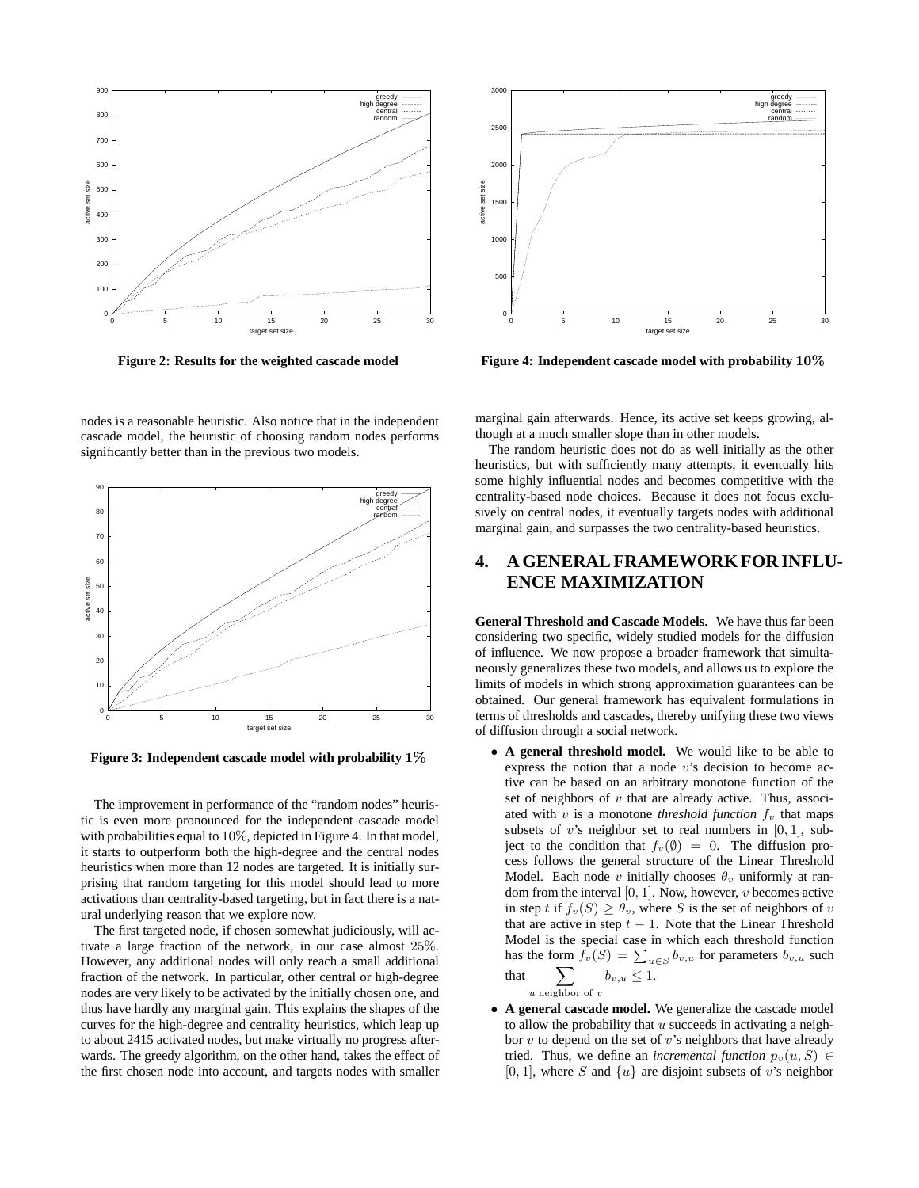900
800
700
600
500
400
300
200
100
0
active set size
0 5 10 15 20 25 30
target set size
greedy
high degree
central
random

**Figure 2: Results for the weighted cascade model**

3000
2500
2000
1500
1000
500
0
active set size
0 5 10 15 20 25 30
target set size
greedy
high degree
central
random

**Figure 4: Independent cascade model with probability 10%**

nodes is a reasonable heuristic. Also notice that in the independent cascade model, the heuristic of choosing random nodes performs significantly better than in the previous two models.

90
80
70
60
50
40
30
20
10
0
active set size
0 5 10 15 20 25 30
target set size
greedy
high degree
central
random

**Figure 3: Independent cascade model with probability 1%**

The improvement in performance of the "random nodes" heuristic is even more pronounced for the independent cascade model with probabilities equal to 10%, depicted in Figure 4. In that model, it starts to outperform both the high-degree and the central nodes heuristics when more than 12 nodes are targeted. It is initially surprising that random targeting for this model should lead to more activations than centrality-based targeting, but in fact there is a natural underlying reason that we explore now.

The first targeted node, if chosen somewhat judiciously, will activate a large fraction of the network, in our case almost 25%. However, any additional nodes will only reach a small additional fraction of the network. In particular, other central or high-degree nodes are very likely to be activated by the initially chosen one, and thus have hardly any marginal gain. This explains the shapes of the curves for the high-degree and centrality heuristics, which leap up to about 2415 activated nodes, but make virtually no progress afterwards. The greedy algorithm, on the other hand, takes the effect of the first chosen node into account, and targets nodes with smaller marginal gain afterwards. Hence, its active set keeps growing, although at a much smaller slope than in other models.

The random heuristic does not do as well initially as the other heuristics, but with sufficiently many attempts, it eventually hits some highly influential nodes and becomes competitive with the centrality-based node choices. Because it does not focus exclusively on central nodes, it eventually targets nodes with additional marginal gain, and surpasses the two centrality-based heuristics.

# 4. A GENERAL FRAMEWORK FOR INFLUENCE MAXIMIZATION

**General Threshold and Cascade Models.** We have thus far been considering two specific, widely studied models for the diffusion of influence. We now propose a broader framework that simultaneously generalizes these two models, and allows us to explore the limits of models in which strong approximation guarantees can be obtained. Our general framework has equivalent formulations in terms of thresholds and cascades, thereby unifying these two views of diffusion through a social network.

- **A general threshold model.** We would like to be able to express the notion that a node $v$'s decision to become active can be based on an arbitrary monotone function of the set of neighbors of $v$ that are already active. Thus, associated with $v$ is a monotone *threshold function* $f_v$ that maps subsets of $v$'s neighbor set to real numbers in $[0, 1]$, subject to the condition that $f_v(\emptyset) = 0$. The diffusion process follows the general structure of the Linear Threshold Model. Each node $v$ initially chooses $\theta_v$ uniformly at random from the interval $[0, 1]$. Now, however, $v$ becomes active in step $t$ if $f_v(S) \geq \theta_v$, where $S$ is the set of neighbors of $v$ that are active in step $t - 1$. Note that the Linear Threshold Model is the special case in which each threshold function has the form $f_v(S) = \sum_{u \in S} b_{v,u}$ for parameters $b_{v,u}$ such that $\sum_{u \text{ neighbor of } v} b_{v,u} \leq 1$.
- **A general cascade model.** We generalize the cascade model to allow the probability that $u$ succeeds in activating a neighbor $v$ to depend on the set of $v$'s neighbors that have already tried. Thus, we define an *incremental function* $p_v(u, S) \in [0, 1]$, where $S$ and $\{u\}$ are disjoint subsets of $v$'s neighbor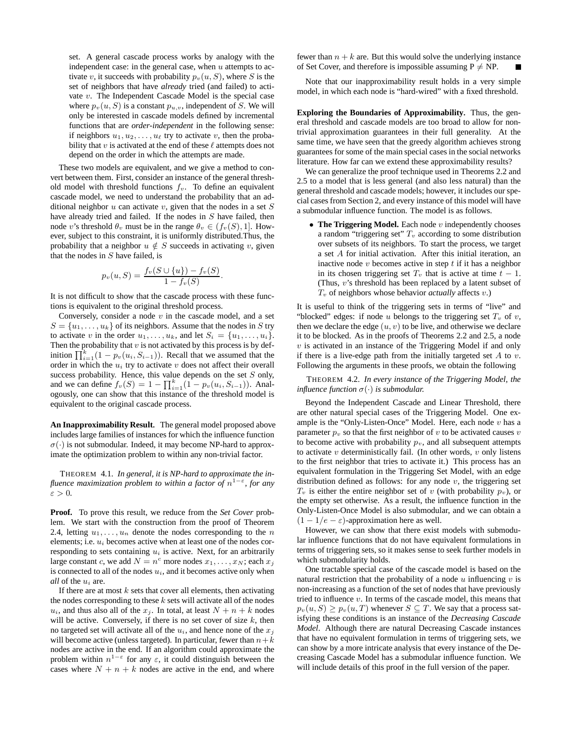set. A general cascade process works by analogy with the independent case: in the general case, when $u$ attempts to activate $v$, it succeeds with probability $p_v(u, S)$, where $S$ is the set of neighbors that have *already* tried (and failed) to activate $v$. The Independent Cascade Model is the special case where $p_v(u, S)$ is a constant $p_{u,v}$, independent of $S$. We will only be interested in cascade models defined by incremental functions that are *order-independent* in the following sense: if neighbors $u_1, u_2, \ldots, u_\ell$ try to activate $v$, then the probability that $v$ is activated at the end of these $\ell$ attempts does not depend on the order in which the attempts are made.

These two models are equivalent, and we give a method to convert between them. First, consider an instance of the general threshold model with threshold functions $f_v$. To define an equivalent cascade model, we need to understand the probability that an additional neighbor $u$ can activate $v$, given that the nodes in a set $S$ have already tried and failed. If the nodes in $S$ have failed, then node $v$'s threshold $\theta_v$ must be in the range $\theta_v \in (f_v(S), 1]$. However, subject to this constraint, it is uniformly distributed.Thus, the probability that a neighbor $u \notin S$ succeeds in activating $v$, given that the nodes in $S$ have failed, is

$$p_v(u, S) = \frac{f_v(S \cup \{u\}) - f_v(S)}{1 - f_v(S)}.$$

It is not difficult to show that the cascade process with these functions is equivalent to the original threshold process.

Conversely, consider a node $v$ in the cascade model, and a set $S = \{u_1, \ldots, u_k\}$ of its neighbors. Assume that the nodes in $S$ try to activate $v$ in the order $u_1, \ldots, u_k$, and let $S_i = \{u_1, \ldots, u_i\}$. Then the probability that $v$ is not activated by this process is by definition $\prod_{i=1}^{k}(1 - p_v(u_i, S_{i-1}))$. Recall that we assumed that the order in which the $u_i$ try to activate $v$ does not affect their overall success probability. Hence, this value depends on the set $S$ only, and we can define $f_v(S) = 1 - \prod_{i=1}^{k}(1 - p_v(u_i, S_{i-1}))$. Analogously, one can show that this instance of the threshold model is equivalent to the original cascade process.

**An Inapproximability Result.** The general model proposed above includes large families of instances for which the influence function $\sigma(\cdot)$ is not submodular. Indeed, it may become NP-hard to approximate the optimization problem to within any non-trivial factor.

THEOREM 4.1. *In general, it is NP-hard to approximate the influence maximization problem to within a factor of $n^{1-\varepsilon}$, for any $\varepsilon > 0$.*

**Proof.** To prove this result, we reduce from the *Set Cover* problem. We start with the construction from the proof of Theorem 2.4, letting $u_1, \ldots, u_n$ denote the nodes corresponding to the $n$ elements; i.e. $u_i$ becomes active when at least one of the nodes corresponding to sets containing $u_i$ is active. Next, for an arbitrarily large constant $c$, we add $N = n^c$ more nodes $x_1, \ldots, x_N$; each $x_j$ is connected to all of the nodes $u_i$, and it becomes active only when *all* of the $u_i$ are.

If there are at most $k$ sets that cover all elements, then activating the nodes corresponding to these $k$ sets will activate all of the nodes $u_i$, and thus also all of the $x_j$. In total, at least $N + n + k$ nodes will be active. Conversely, if there is no set cover of size $k$, then no targeted set will activate all of the $u_i$, and hence none of the $x_j$ will become active (unless targeted). In particular, fewer than $n+k$ nodes are active in the end. If an algorithm could approximate the problem within $n^{1-\varepsilon}$ for any $\varepsilon$, it could distinguish between the cases where $N + n + k$ nodes are active in the end, and where fewer than $n + k$ are. But this would solve the underlying instance of Set Cover, and therefore is impossible assuming P $\neq$ NP. ■

Note that our inapproximability result holds in a very simple model, in which each node is "hard-wired" with a fixed threshold.

**Exploring the Boundaries of Approximability.** Thus, the general threshold and cascade models are too broad to allow for nontrivial approximation guarantees in their full generality. At the same time, we have seen that the greedy algorithm achieves strong guarantees for some of the main special cases in the social networks literature. How far can we extend these approximability results?

We can generalize the proof technique used in Theorems 2.2 and 2.5 to a model that is less general (and also less natural) than the general threshold and cascade models; however, it includes our special cases from Section 2, and every instance of this model will have a submodular influence function. The model is as follows.

- **The Triggering Model.** Each node $v$ independently chooses a random "triggering set" $T_v$ according to some distribution over subsets of its neighbors. To start the process, we target a set $A$ for initial activation. After this initial iteration, an inactive node $v$ becomes active in step $t$ if it has a neighbor in its chosen triggering set $T_v$ that is active at time $t - 1$. (Thus, $v$'s threshold has been replaced by a latent subset of $T_v$ of neighbors whose behavior *actually* affects $v$.)

It is useful to think of the triggering sets in terms of "live" and "blocked" edges: if node $u$ belongs to the triggering set $T_v$ of $v$, then we declare the edge $(u, v)$ to be live, and otherwise we declare it to be blocked. As in the proofs of Theorems 2.2 and 2.5, a node $v$ is activated in an instance of the Triggering Model if and only if there is a live-edge path from the initially targeted set $A$ to $v$. Following the arguments in these proofs, we obtain the following

THEOREM 4.2. *In every instance of the Triggering Model, the influence function $\sigma(\cdot)$ is submodular.*

Beyond the Independent Cascade and Linear Threshold, there are other natural special cases of the Triggering Model. One example is the "Only-Listen-Once" Model. Here, each node $v$ has a parameter $p_v$ so that the first neighbor of $v$ to be activated causes $v$ to become active with probability $p_v$, and all subsequent attempts to activate $v$ deterministically fail. (In other words, $v$ only listens to the first neighbor that tries to activate it.) This process has an equivalent formulation in the Triggering Set Model, with an edge distribution defined as follows: for any node $v$, the triggering set $T_v$ is either the entire neighbor set of $v$ (with probability $p_v$), or the empty set otherwise. As a result, the influence function in the Only-Listen-Once Model is also submodular, and we can obtain a $(1 - 1/e - \varepsilon)$-approximation here as well.

However, we can show that there exist models with submodular influence functions that do not have equivalent formulations in terms of triggering sets, so it makes sense to seek further models in which submodularity holds.

One tractable special case of the cascade model is based on the natural restriction that the probability of a node $u$ influencing $v$ is non-increasing as a function of the set of nodes that have previously tried to influence $v$. In terms of the cascade model, this means that $p_v(u, S) \geq p_v(u, T)$ whenever $S \subseteq T$. We say that a process satisfying these conditions is an instance of the *Decreasing Cascade Model*. Although there are natural Decreasing Cascade instances that have no equivalent formulation in terms of triggering sets, we can show by a more intricate analysis that every instance of the Decreasing Cascade Model has a submodular influence function. We will include details of this proof in the full version of the paper.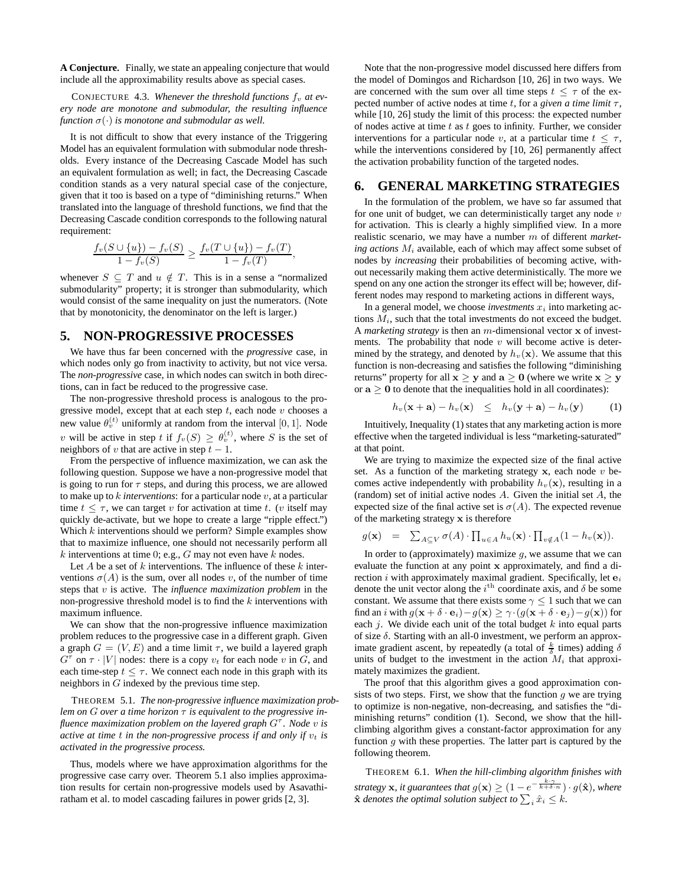**A Conjecture.** Finally, we state an appealing conjecture that would include all the approximability results above as special cases.

CONJECTURE 4.3. *Whenever the threshold functions $f_v$ at every node are monotone and submodular, the resulting influence function $\sigma(\cdot)$ is monotone and submodular as well.*

It is not difficult to show that every instance of the Triggering Model has an equivalent formulation with submodular node thresholds. Every instance of the Decreasing Cascade Model has such an equivalent formulation as well; in fact, the Decreasing Cascade condition stands as a very natural special case of the conjecture, given that it too is based on a type of "diminishing returns." When translated into the language of threshold functions, we find that the Decreasing Cascade condition corresponds to the following natural requirement:

$$\frac{f_v(S \cup \{u\}) - f_v(S)}{1 - f_v(S)} \geq \frac{f_v(T \cup \{u\}) - f_v(T)}{1 - f_v(T)},$$

whenever $S \subseteq T$ and $u \notin T$. This is in a sense a "normalized submodularity" property; it is stronger than submodularity, which would consist of the same inequality on just the numerators. (Note that by monotonicity, the denominator on the left is larger.)

## 5. NON-PROGRESSIVE PROCESSES

We have thus far been concerned with the *progressive* case, in which nodes only go from inactivity to activity, but not vice versa. The *non-progressive* case, in which nodes can switch in both directions, can in fact be reduced to the progressive case.

The non-progressive threshold process is analogous to the progressive model, except that at each step $t$, each node $v$ chooses a new value $\theta_v^{(t)}$ uniformly at random from the interval $[0, 1]$. Node $v$ will be active in step $t$ if $f_v(S) \geq \theta_v^{(t)}$, where $S$ is the set of neighbors of $v$ that are active in step $t - 1$.

From the perspective of influence maximization, we can ask the following question. Suppose we have a non-progressive model that is going to run for $\tau$ steps, and during this process, we are allowed to make up to $k$ *interventions*: for a particular node $v$, at a particular time $t \leq \tau$, we can target $v$ for activation at time $t$. ($v$ itself may quickly de-activate, but we hope to create a large "ripple effect.") Which $k$ interventions should we perform? Simple examples show that to maximize influence, one should not necessarily perform all $k$ interventions at time 0; e.g., $G$ may not even have $k$ nodes.

Let $A$ be a set of $k$ interventions. The influence of these $k$ interventions $\sigma(A)$ is the sum, over all nodes $v$, of the number of time steps that $v$ is active. The *influence maximization problem* in the non-progressive threshold model is to find the $k$ interventions with maximum influence.

We can show that the non-progressive influence maximization problem reduces to the progressive case in a different graph. Given a graph $G = (V, E)$ and a time limit $\tau$, we build a layered graph $G^\tau$ on $\tau \cdot |V|$ nodes: there is a copy $v_t$ for each node $v$ in $G$, and each time-step $t \leq \tau$. We connect each node in this graph with its neighbors in $G$ indexed by the previous time step.

THEOREM 5.1. *The non-progressive influence maximization problem on $G$ over a time horizon $\tau$ is equivalent to the progressive influence maximization problem on the layered graph $G^\tau$. Node $v$ is active at time $t$ in the non-progressive process if and only if $v_t$ is activated in the progressive process.*

Thus, models where we have approximation algorithms for the progressive case carry over. Theorem 5.1 also implies approximation results for certain non-progressive models used by Asavathiratham et al. to model cascading failures in power grids [2, 3].

Note that the non-progressive model discussed here differs from the model of Domingos and Richardson [10, 26] in two ways. We are concerned with the sum over all time steps $t \leq \tau$ of the expected number of active nodes at time $t$, for a *given a time limit* $\tau$, while [10, 26] study the limit of this process: the expected number of nodes active at time $t$ as $t$ goes to infinity. Further, we consider interventions for a particular node $v$, at a particular time $t \leq \tau$, while the interventions considered by [10, 26] permanently affect the activation probability function of the targeted nodes.

## 6. GENERAL MARKETING STRATEGIES

In the formulation of the problem, we have so far assumed that for one unit of budget, we can deterministically target any node $v$ for activation. This is clearly a highly simplified view. In a more realistic scenario, we may have a number $m$ of different *marketing actions* $M_i$ available, each of which may affect some subset of nodes by *increasing* their probabilities of becoming active, without necessarily making them active deterministically. The more we spend on any one action the stronger its effect will be; however, different nodes may respond to marketing actions in different ways,

In a general model, we choose *investments* $x_i$ into marketing actions $M_i$, such that the total investments do not exceed the budget. A *marketing strategy* is then an $m$-dimensional vector $\mathbf{x}$ of investments. The probability that node $v$ will become active is determined by the strategy, and denoted by $h_v(\mathbf{x})$. We assume that this function is non-decreasing and satisfies the following "diminishing returns" property for all $\mathbf{x} \geq \mathbf{y}$ and $\mathbf{a} \geq \mathbf{0}$ (where we write $\mathbf{x} \geq \mathbf{y}$ or $\mathbf{a} \geq \mathbf{0}$ to denote that the inequalities hold in all coordinates):

$$h_v(\mathbf{x} + \mathbf{a}) - h_v(\mathbf{x}) \quad \leq \quad h_v(\mathbf{y} + \mathbf{a}) - h_v(\mathbf{y}) \qquad (1)$$

Intuitively, Inequality (1) states that any marketing action is more effective when the targeted individual is less "marketing-saturated" at that point.

We are trying to maximize the expected size of the final active set. As a function of the marketing strategy $\mathbf{x}$, each node $v$ becomes active independently with probability $h_v(\mathbf{x})$, resulting in a (random) set of initial active nodes $A$. Given the initial set $A$, the expected size of the final active set is $\sigma(A)$. The expected revenue of the marketing strategy $\mathbf{x}$ is therefore

$$g(\mathbf{x}) \quad = \quad \sum_{A \subseteq V} \sigma(A) \cdot \prod_{u \in A} h_u(\mathbf{x}) \cdot \prod_{v \notin A} (1 - h_v(\mathbf{x})).$$

In order to (approximately) maximize $g$, we assume that we can evaluate the function at any point $\mathbf{x}$ approximately, and find a direction $i$ with approximately maximal gradient. Specifically, let $\mathbf{e}_i$ denote the unit vector along the $i^{\text{th}}$ coordinate axis, and $\delta$ be some constant. We assume that there exists some $\gamma \leq 1$ such that we can find an $i$ with $g(\mathbf{x} + \delta \cdot \mathbf{e}_i) - g(\mathbf{x}) \geq \gamma \cdot (g(\mathbf{x} + \delta \cdot \mathbf{e}_j) - g(\mathbf{x}))$ for each $j$. We divide each unit of the total budget $k$ into equal parts of size $\delta$. Starting with an all-0 investment, we perform an approximate gradient ascent, by repeatedly (a total of $\frac{k}{\delta}$ times) adding $\delta$ units of budget to the investment in the action $M_i$ that approximately maximizes the gradient.

The proof that this algorithm gives a good approximation consists of two steps. First, we show that the function $g$ we are trying to optimize is non-negative, non-decreasing, and satisfies the "diminishing returns" condition (1). Second, we show that the hill-climbing algorithm gives a constant-factor approximation for any function $g$ with these properties. The latter part is captured by the following theorem.

THEOREM 6.1. *When the hill-climbing algorithm finishes with strategy $\mathbf{x}$, it guarantees that $g(\mathbf{x}) \geq (1 - e^{-\frac{k \cdot \gamma}{k + \delta \cdot n}}) \cdot g(\hat{\mathbf{x}})$, where $\hat{\mathbf{x}}$ denotes the optimal solution subject to $\sum_i \hat{x}_i \leq k$.*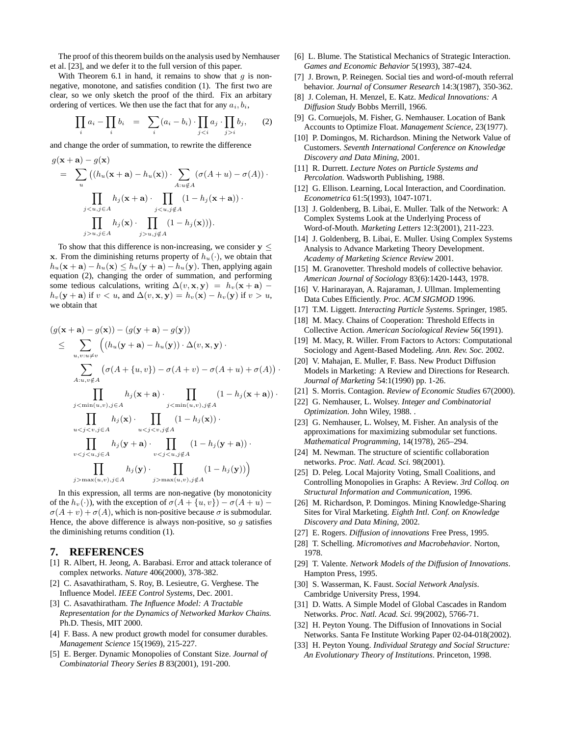The proof of this theorem builds on the analysis used by Nemhauser et al. [23], and we defer it to the full version of this paper.

With Theorem 6.1 in hand, it remains to show that $g$ is non-negative, monotone, and satisfies condition (1). The first two are clear, so we only sketch the proof of the third. Fix an arbitary ordering of vertices. We then use the fact that for any $a_i, b_i$,

$$\prod_i a_i - \prod_i b_i \quad = \quad \sum_i (a_i - b_i) \cdot \prod_{j<i} a_j \cdot \prod_{j>i} b_j, \qquad (2)$$

and change the order of summation, to rewrite the difference

$$\begin{aligned}
& g(\mathbf{x}+\mathbf{a}) - g(\mathbf{x}) \\
&= \sum_u \Big( (h_u(\mathbf{x}+\mathbf{a}) - h_u(\mathbf{x})) \cdot \sum_{A: u \notin A} (\sigma(A+u) - \sigma(A)) \cdot \\
&\quad \prod_{j<u, j \in A} h_j(\mathbf{x}+\mathbf{a}) \cdot \prod_{j<u, j \notin A} (1 - h_j(\mathbf{x}+\mathbf{a})) \cdot \\
&\quad \prod_{j>u, j \in A} h_j(\mathbf{x}) \cdot \prod_{j>u, j \notin A} (1 - h_j(\mathbf{x})) \Big).
\end{aligned}$$

To show that this difference is non-increasing, we consider $\mathbf{y} \le \mathbf{x}$. From the diminishing returns property of $h_u(\cdot)$, we obtain that $h_u(\mathbf{x}+\mathbf{a}) - h_u(\mathbf{x}) \le h_u(\mathbf{y}+\mathbf{a}) - h_u(\mathbf{y})$. Then, applying again equation (2), changing the order of summation, and performing some tedious calculations, writing $\Delta(v, \mathbf{x}, \mathbf{y}) = h_v(\mathbf{x}+\mathbf{a}) - h_v(\mathbf{y}+\mathbf{a})$ if $v < u$, and $\Delta(v, \mathbf{x}, \mathbf{y}) = h_v(\mathbf{x}) - h_v(\mathbf{y})$ if $v > u$, we obtain that

$$\begin{aligned}
& (g(\mathbf{x}+\mathbf{a}) - g(\mathbf{x})) - (g(\mathbf{y}+\mathbf{a}) - g(\mathbf{y})) \\
&\le \sum_{u,v: u \neq v} \Big( (h_u(\mathbf{y}+\mathbf{a}) - h_u(\mathbf{y})) \cdot \Delta(v, \mathbf{x}, \mathbf{y}) \cdot \\
&\quad \sum_{A: u,v \notin A} \big( \sigma(A + \{u,v\}) - \sigma(A+v) - \sigma(A+u) + \sigma(A) \big) \cdot \\
&\quad \prod_{j<\min(u,v), j \in A} h_j(\mathbf{x}+\mathbf{a}) \cdot \prod_{j<\min(u,v), j \notin A} (1 - h_j(\mathbf{x}+\mathbf{a})) \cdot \\
&\quad \prod_{u<j<v, j \in A} h_j(\mathbf{x}) \cdot \prod_{u<j<v, j \notin A} (1 - h_j(\mathbf{x})) \cdot \\
&\quad \prod_{v<j<u, j \in A} h_j(\mathbf{y}+\mathbf{a}) \cdot \prod_{v<j<u, j \notin A} (1 - h_j(\mathbf{y}+\mathbf{a})) \cdot \\
&\quad \prod_{j>\max(u,v), j \in A} h_j(\mathbf{y}) \cdot \prod_{j>\max(u,v), j \notin A} (1 - h_j(\mathbf{y})) \Big)
\end{aligned}$$

In this expression, all terms are non-negative (by monotonicity of the $h_v(\cdot)$), with the exception of $\sigma(A + \{u, v\}) - \sigma(A + u) - \sigma(A + v) + \sigma(A)$, which is non-positive because $\sigma$ is submodular. Hence, the above difference is always non-positive, so $g$ satisfies the diminishing returns condition (1).

## 7. REFERENCES

[1] R. Albert, H. Jeong, A. Barabasi. Error and attack tolerance of complex networks. *Nature* 406(2000), 378-382.

[2] C. Asavathiratham, S. Roy, B. Lesieutre, G. Verghese. The Influence Model. *IEEE Control Systems*, Dec. 2001.

[3] C. Asavathiratham. *The Influence Model: A Tractable Representation for the Dynamics of Networked Markov Chains.* Ph.D. Thesis, MIT 2000.

[4] F. Bass. A new product growth model for consumer durables. *Management Science* 15(1969), 215-227.

[5] E. Berger. Dynamic Monopolies of Constant Size. *Journal of Combinatorial Theory Series B* 83(2001), 191-200.

[6] L. Blume. The Statistical Mechanics of Strategic Interaction. *Games and Economic Behavior* 5(1993), 387-424.

[7] J. Brown, P. Reinegen. Social ties and word-of-mouth referral behavior. *Journal of Consumer Research* 14:3(1987), 350-362.

[8] J. Coleman, H. Menzel, E. Katz. *Medical Innovations: A Diffusion Study* Bobbs Merrill, 1966.

[9] G. Cornuejols, M. Fisher, G. Nemhauser. Location of Bank Accounts to Optimize Float. *Management Science*, 23(1977).

[10] P. Domingos, M. Richardson. Mining the Network Value of Customers. *Seventh International Conference on Knowledge Discovery and Data Mining*, 2001.

[11] R. Durrett. *Lecture Notes on Particle Systems and Percolation.* Wadsworth Publishing, 1988.

[12] G. Ellison. Learning, Local Interaction, and Coordination. *Econometrica* 61:5(1993), 1047-1071.

[13] J. Goldenberg, B. Libai, E. Muller. Talk of the Network: A Complex Systems Look at the Underlying Process of Word-of-Mouth. *Marketing Letters* 12:3(2001), 211-223.

[14] J. Goldenberg, B. Libai, E. Muller. Using Complex Systems Analysis to Advance Marketing Theory Development. *Academy of Marketing Science Review* 2001.

[15] M. Granovetter. Threshold models of collective behavior. *American Journal of Sociology* 83(6):1420-1443, 1978.

[16] V. Harinarayan, A. Rajaraman, J. Ullman. Implementing Data Cubes Efficiently. *Proc. ACM SIGMOD* 1996.

[17] T.M. Liggett. *Interacting Particle Systems*. Springer, 1985.

[18] M. Macy. Chains of Cooperation: Threshold Effects in Collective Action. *American Sociological Review* 56(1991).

[19] M. Macy, R. Willer. From Factors to Actors: Computational Sociology and Agent-Based Modeling. *Ann. Rev. Soc.* 2002.

[20] V. Mahajan, E. Muller, F. Bass. New Product Diffusion Models in Marketing: A Review and Directions for Research. *Journal of Marketing* 54:1(1990) pp. 1-26.

[21] S. Morris. Contagion. *Review of Economic Studies* 67(2000).

[22] G. Nemhauser, L. Wolsey. *Integer and Combinatorial Optimization.* John Wiley, 1988. .

[23] G. Nemhauser, L. Wolsey, M. Fisher. An analysis of the approximations for maximizing submodular set functions. *Mathematical Programming*, 14(1978), 265–294.

[24] M. Newman. The structure of scientific collaboration networks. *Proc. Natl. Acad. Sci.* 98(2001).

[25] D. Peleg. Local Majority Voting, Small Coalitions, and Controlling Monopolies in Graphs: A Review. *3rd Colloq. on Structural Information and Communication*, 1996.

[26] M. Richardson, P. Domingos. Mining Knowledge-Sharing Sites for Viral Marketing. *Eighth Intl. Conf. on Knowledge Discovery and Data Mining*, 2002.

[27] E. Rogers. *Diffusion of innovations* Free Press, 1995.

[28] T. Schelling. *Micromotives and Macrobehavior*. Norton, 1978.

[29] T. Valente. *Network Models of the Diffusion of Innovations*. Hampton Press, 1995.

[30] S. Wasserman, K. Faust. *Social Network Analysis*. Cambridge University Press, 1994.

[31] D. Watts. A Simple Model of Global Cascades in Random Networks. *Proc. Natl. Acad. Sci.* 99(2002), 5766-71.

[32] H. Peyton Young. The Diffusion of Innovations in Social Networks. Santa Fe Institute Working Paper 02-04-018(2002).

[33] H. Peyton Young. *Individual Strategy and Social Structure: An Evolutionary Theory of Institutions*. Princeton, 1998.